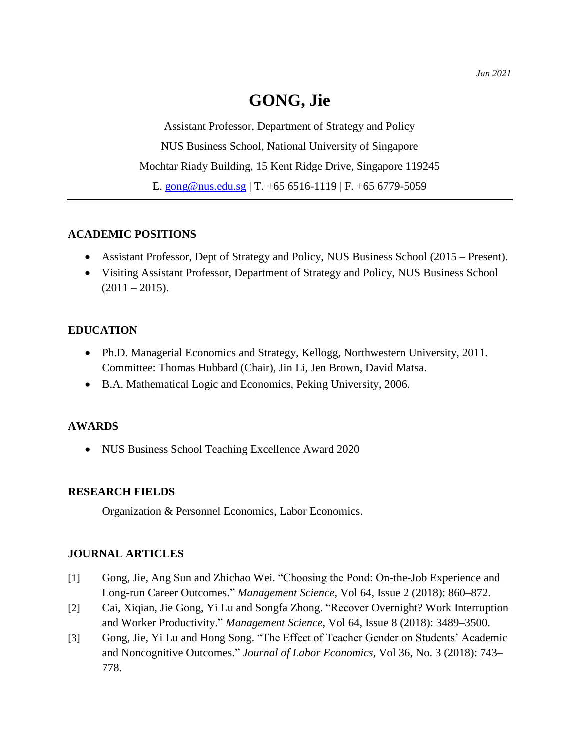*Jan 2021*

# GONG, Jie

Assistant Professor, Department of Strategy and Policy

NUS Business School, National University of Singapore

Mochtar Riady Building, 15 Kent Ridge Drive, Singapore 119245

E. gong@nus.edu.sg | T. +65 6516-1119 | F. +65 6779-5059

---

## ACADEMIC POSITIONS

- Assistant Professor, Dept of Strategy and Policy, NUS Business School (2015 – Present).
- Visiting Assistant Professor, Department of Strategy and Policy, NUS Business School (2011 – 2015).

## EDUCATION

- Ph.D. Managerial Economics and Strategy, Kellogg, Northwestern University, 2011. Committee: Thomas Hubbard (Chair), Jin Li, Jen Brown, David Matsa.
- B.A. Mathematical Logic and Economics, Peking University, 2006.

## AWARDS

- NUS Business School Teaching Excellence Award 2020

## RESEARCH FIELDS

Organization & Personnel Economics, Labor Economics.

## JOURNAL ARTICLES

[1] Gong, Jie, Ang Sun and Zhichao Wei. "Choosing the Pond: On-the-Job Experience and Long-run Career Outcomes." *Management Science,* Vol 64, Issue 2 (2018): 860–872.

[2] Cai, Xiqian, Jie Gong, Yi Lu and Songfa Zhong. "Recover Overnight? Work Interruption and Worker Productivity." *Management Science*, Vol 64, Issue 8 (2018): 3489–3500.

[3] Gong, Jie, Yi Lu and Hong Song. "The Effect of Teacher Gender on Students' Academic and Noncognitive Outcomes." *Journal of Labor Economics*, Vol 36, No. 3 (2018): 743–778.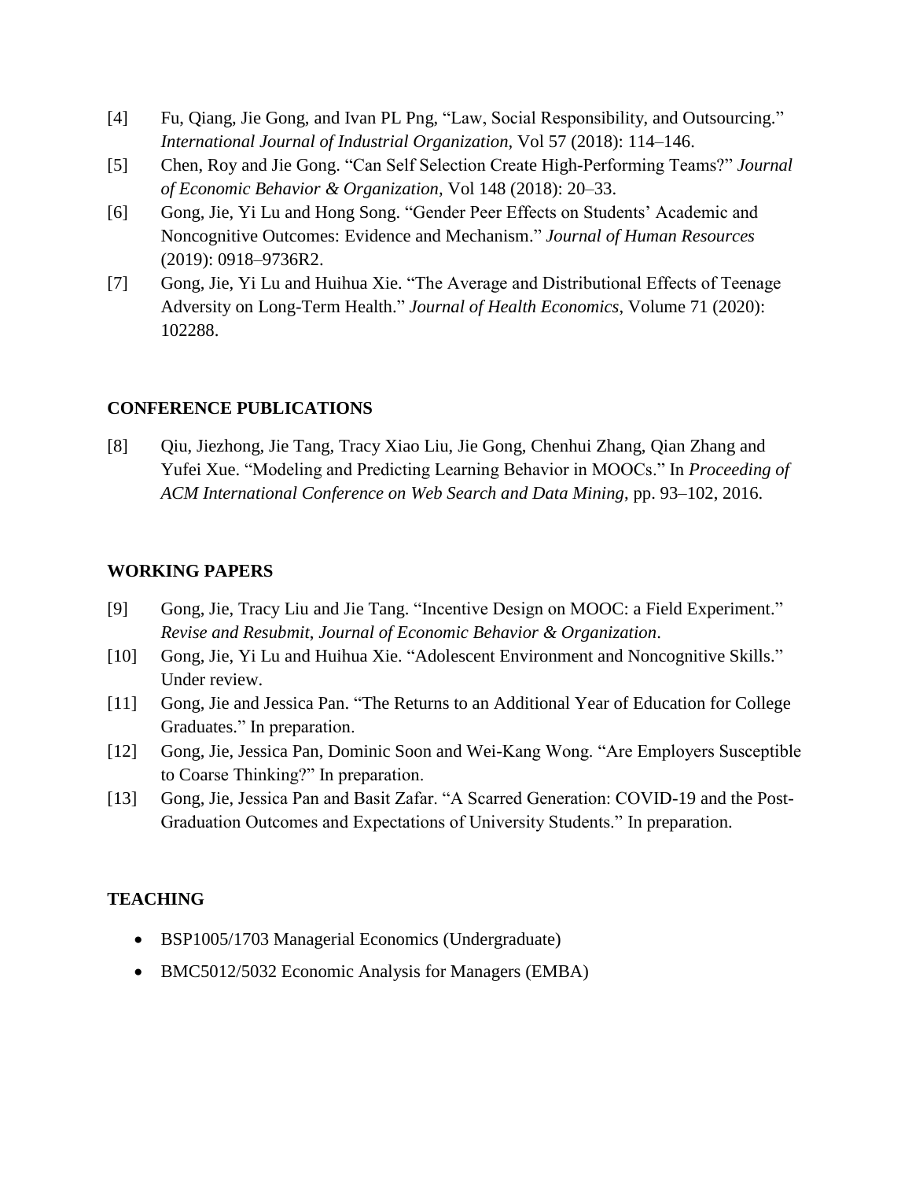[4] Fu, Qiang, Jie Gong, and Ivan PL Png, "Law, Social Responsibility, and Outsourcing." *International Journal of Industrial Organization*, Vol 57 (2018): 114–146.

[5] Chen, Roy and Jie Gong. "Can Self Selection Create High-Performing Teams?" *Journal of Economic Behavior & Organization*, Vol 148 (2018): 20–33.

[6] Gong, Jie, Yi Lu and Hong Song. "Gender Peer Effects on Students' Academic and Noncognitive Outcomes: Evidence and Mechanism." *Journal of Human Resources* (2019): 0918–9736R2.

[7] Gong, Jie, Yi Lu and Huihua Xie. "The Average and Distributional Effects of Teenage Adversity on Long-Term Health." *Journal of Health Economics*, Volume 71 (2020): 102288.

## CONFERENCE PUBLICATIONS

[8] Qiu, Jiezhong, Jie Tang, Tracy Xiao Liu, Jie Gong, Chenhui Zhang, Qian Zhang and Yufei Xue. "Modeling and Predicting Learning Behavior in MOOCs." In *Proceeding of ACM International Conference on Web Search and Data Mining*, pp. 93–102, 2016.

## WORKING PAPERS

[9] Gong, Jie, Tracy Liu and Jie Tang. "Incentive Design on MOOC: a Field Experiment." *Revise and Resubmit, Journal of Economic Behavior & Organization*.

[10] Gong, Jie, Yi Lu and Huihua Xie. "Adolescent Environment and Noncognitive Skills." Under review.

[11] Gong, Jie and Jessica Pan. "The Returns to an Additional Year of Education for College Graduates." In preparation.

[12] Gong, Jie, Jessica Pan, Dominic Soon and Wei-Kang Wong. "Are Employers Susceptible to Coarse Thinking?" In preparation.

[13] Gong, Jie, Jessica Pan and Basit Zafar. "A Scarred Generation: COVID-19 and the Post-Graduation Outcomes and Expectations of University Students." In preparation.

## TEACHING

- BSP1005/1703 Managerial Economics (Undergraduate)
- BMC5012/5032 Economic Analysis for Managers (EMBA)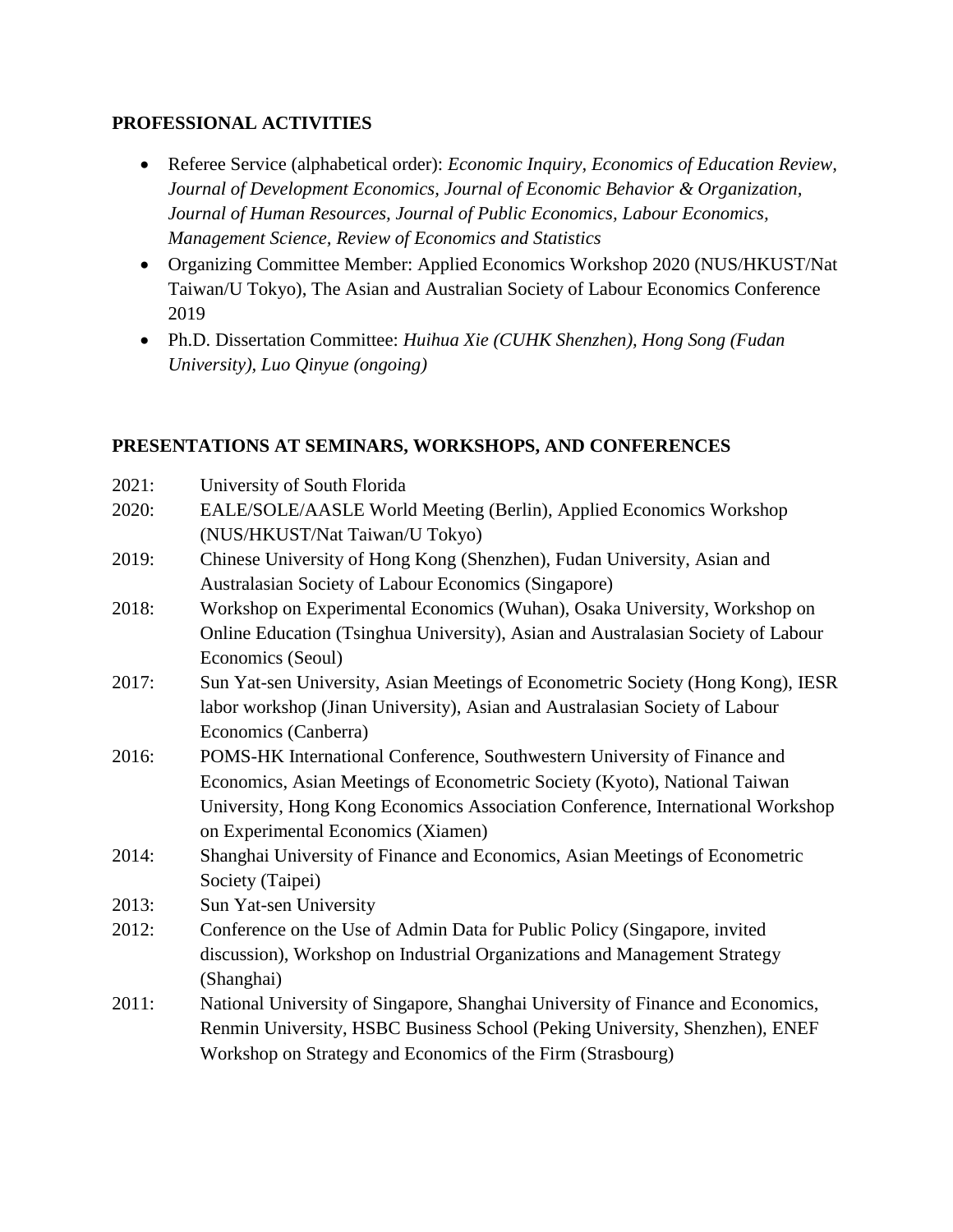## PROFESSIONAL ACTIVITIES

- Referee Service (alphabetical order): *Economic Inquiry, Economics of Education Review, Journal of Development Economics, Journal of Economic Behavior & Organization, Journal of Human Resources, Journal of Public Economics, Labour Economics, Management Science, Review of Economics and Statistics*
- Organizing Committee Member: Applied Economics Workshop 2020 (NUS/HKUST/Nat Taiwan/U Tokyo), The Asian and Australian Society of Labour Economics Conference 2019
- Ph.D. Dissertation Committee: *Huihua Xie (CUHK Shenzhen), Hong Song (Fudan University), Luo Qinyue (ongoing)*

## PRESENTATIONS AT SEMINARS, WORKSHOPS, AND CONFERENCES

| | |
|---|---|
| 2021: | University of South Florida |
| 2020: | EALE/SOLE/AASLE World Meeting (Berlin), Applied Economics Workshop (NUS/HKUST/Nat Taiwan/U Tokyo) |
| 2019: | Chinese University of Hong Kong (Shenzhen), Fudan University, Asian and Australasian Society of Labour Economics (Singapore) |
| 2018: | Workshop on Experimental Economics (Wuhan), Osaka University, Workshop on Online Education (Tsinghua University), Asian and Australasian Society of Labour Economics (Seoul) |
| 2017: | Sun Yat-sen University, Asian Meetings of Econometric Society (Hong Kong), IESR labor workshop (Jinan University), Asian and Australasian Society of Labour Economics (Canberra) |
| 2016: | POMS-HK International Conference, Southwestern University of Finance and Economics, Asian Meetings of Econometric Society (Kyoto), National Taiwan University, Hong Kong Economics Association Conference, International Workshop on Experimental Economics (Xiamen) |
| 2014: | Shanghai University of Finance and Economics, Asian Meetings of Econometric Society (Taipei) |
| 2013: | Sun Yat-sen University |
| 2012: | Conference on the Use of Admin Data for Public Policy (Singapore, invited discussion), Workshop on Industrial Organizations and Management Strategy (Shanghai) |
| 2011: | National University of Singapore, Shanghai University of Finance and Economics, Renmin University, HSBC Business School (Peking University, Shenzhen), ENEF Workshop on Strategy and Economics of the Firm (Strasbourg) |